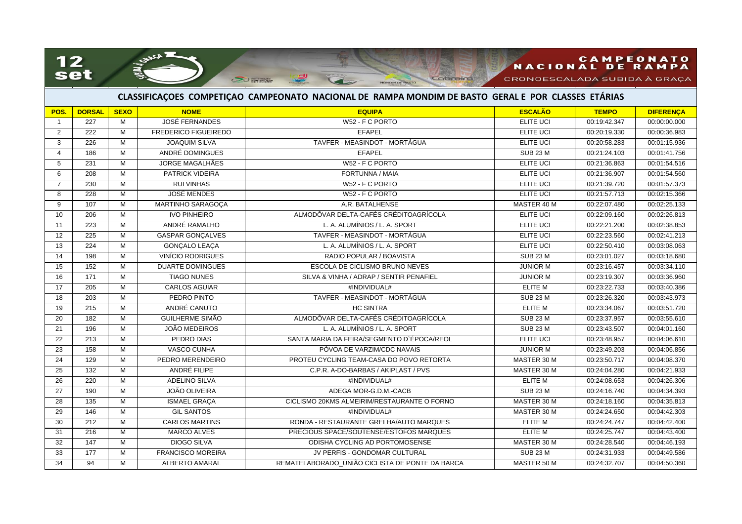# CAMPEONATO NACIONAL DE RAMPA

CRONOESCALADA SUBIDA À GRAÇA

## CLASSIFICAÇOES COMPETIÇAO CAMPEONATO NACIONAL DE RAMPA MONDIM DE BASTO GERAL E POR CLASSES ETÁRIAS

| POS. | DORSAL | SEXO | NOME | EQUIPA | ESCALÃO | TEMPO | DIFERENÇA |
|---|---|---|---|---|---|---|---|
| 1 | 227 | M | JOSÉ FERNANDES | W52 - F C PORTO | ELITE UCI | 00:19:42.347 | 00:00:00.000 |
| 2 | 222 | M | FREDERICO FIGUEIREDO | EFAPEL | ELITE UCI | 00:20:19.330 | 00:00:36.983 |
| 3 | 226 | M | JOAQUIM SILVA | TAVFER - MEASINDOT - MORTÁGUA | ELITE UCI | 00:20:58.283 | 00:01:15.936 |
| 4 | 186 | M | ANDRÉ DOMINGUES | EFAPEL | SUB 23 M | 00:21:24.103 | 00:01:41.756 |
| 5 | 231 | M | JORGE MAGALHÃES | W52 - F C PORTO | ELITE UCI | 00:21:36.863 | 00:01:54.516 |
| 6 | 208 | M | PATRICK VIDEIRA | FORTUNNA / MAIA | ELITE UCI | 00:21:36.907 | 00:01:54.560 |
| 7 | 230 | M | RUI VINHAS | W52 - F C PORTO | ELITE UCI | 00:21:39.720 | 00:01:57.373 |
| 8 | 228 | M | JOSÉ MENDES | W52 - F C PORTO | ELITE UCI | 00:21:57.713 | 00:02:15.366 |
| 9 | 107 | M | MARTINHO SARAGOÇA | A.R. BATALHENSE | MASTER 40 M | 00:22:07.480 | 00:02:25.133 |
| 10 | 206 | M | IVO PINHEIRO | ALMODÔVAR DELTA-CAFÉS CRÉDITOAGRÍCOLA | ELITE UCI | 00:22:09.160 | 00:02:26.813 |
| 11 | 223 | M | ANDRÉ RAMALHO | L. A. ALUMÍNIOS / L. A. SPORT | ELITE UCI | 00:22:21.200 | 00:02:38.853 |
| 12 | 225 | M | GASPAR GONÇALVES | TAVFER - MEASINDOT - MORTÁGUA | ELITE UCI | 00:22:23.560 | 00:02:41.213 |
| 13 | 224 | M | GONÇALO LEAÇA | L. A. ALUMÍNIOS / L. A. SPORT | ELITE UCI | 00:22:50.410 | 00:03:08.063 |
| 14 | 198 | M | VINÍCIO RODRIGUES | RADIO POPULAR / BOAVISTA | SUB 23 M | 00:23:01.027 | 00:03:18.680 |
| 15 | 152 | M | DUARTE DOMINGUES | ESCOLA DE CICLISMO BRUNO NEVES | JUNIOR M | 00:23:16.457 | 00:03:34.110 |
| 16 | 171 | M | TIAGO NUNES | SILVA & VINHA / ADRAP / SENTIR PENAFIEL | JUNIOR M | 00:23:19.307 | 00:03:36.960 |
| 17 | 205 | M | CARLOS AGUIAR | #INDIVIDUAL# | ELITE M | 00:23:22.733 | 00:03:40.386 |
| 18 | 203 | M | PEDRO PINTO | TAVFER - MEASINDOT - MORTÁGUA | SUB 23 M | 00:23:26.320 | 00:03:43.973 |
| 19 | 215 | M | ANDRÉ CANUTO | HC SINTRA | ELITE M | 00:23:34.067 | 00:03:51.720 |
| 20 | 182 | M | GUILHERME SIMÃO | ALMODÔVAR DELTA-CAFÉS CRÉDITOAGRÍCOLA | SUB 23 M | 00:23:37.957 | 00:03:55.610 |
| 21 | 196 | M | JOÃO MEDEIROS | L. A. ALUMÍNIOS / L. A. SPORT | SUB 23 M | 00:23:43.507 | 00:04:01.160 |
| 22 | 213 | M | PEDRO DIAS | SANTA MARIA DA FEIRA/SEGMENTO D`ÉPOCA/REOL | ELITE UCI | 00:23:48.957 | 00:04:06.610 |
| 23 | 158 | M | VASCO CUNHA | PÓVOA DE VARZIM/CDC NAVAIS | JUNIOR M | 00:23:49.203 | 00:04:06.856 |
| 24 | 129 | M | PEDRO MERENDEIRO | PROTEU CYCLING TEAM-CASA DO POVO RETORTA | MASTER 30 M | 00:23:50.717 | 00:04:08.370 |
| 25 | 132 | M | ANDRÉ FILIPE | C.P.R. A-DO-BARBAS / AKIPLAST / PVS | MASTER 30 M | 00:24:04.280 | 00:04:21.933 |
| 26 | 220 | M | ADELINO SILVA | #INDIVIDUAL# | ELITE M | 00:24:08.653 | 00:04:26.306 |
| 27 | 190 | M | JOÃO OLIVEIRA | ADEGA MOR-G.D.M.-CACB | SUB 23 M | 00:24:16.740 | 00:04:34.393 |
| 28 | 135 | M | ISMAEL GRAÇA | CICLISMO 20KMS ALMEIRIM/RESTAURANTE O FORNO | MASTER 30 M | 00:24:18.160 | 00:04:35.813 |
| 29 | 146 | M | GIL SANTOS | #INDIVIDUAL# | MASTER 30 M | 00:24:24.650 | 00:04:42.303 |
| 30 | 212 | M | CARLOS MARTINS | RONDA - RESTAURANTE GRELHA/AUTO MARQUES | ELITE M | 00:24:24.747 | 00:04:42.400 |
| 31 | 216 | M | MARCO ALVES | PRECIOUS SPACE/SOUTENSE/ESTOFOS MARQUES | ELITE M | 00:24:25.747 | 00:04:43.400 |
| 32 | 147 | M | DIOGO SILVA | ODISHA CYCLING AD PORTOMOSENSE | MASTER 30 M | 00:24:28.540 | 00:04:46.193 |
| 33 | 177 | M | FRANCISCO MOREIRA | JV PERFIS - GONDOMAR CULTURAL | SUB 23 M | 00:24:31.933 | 00:04:49.586 |
| 34 | 94 | M | ALBERTO AMARAL | REMATELABORADO_UNIÃO CICLISTA DE PONTE DA BARCA | MASTER 50 M | 00:24:32.707 | 00:04:50.360 |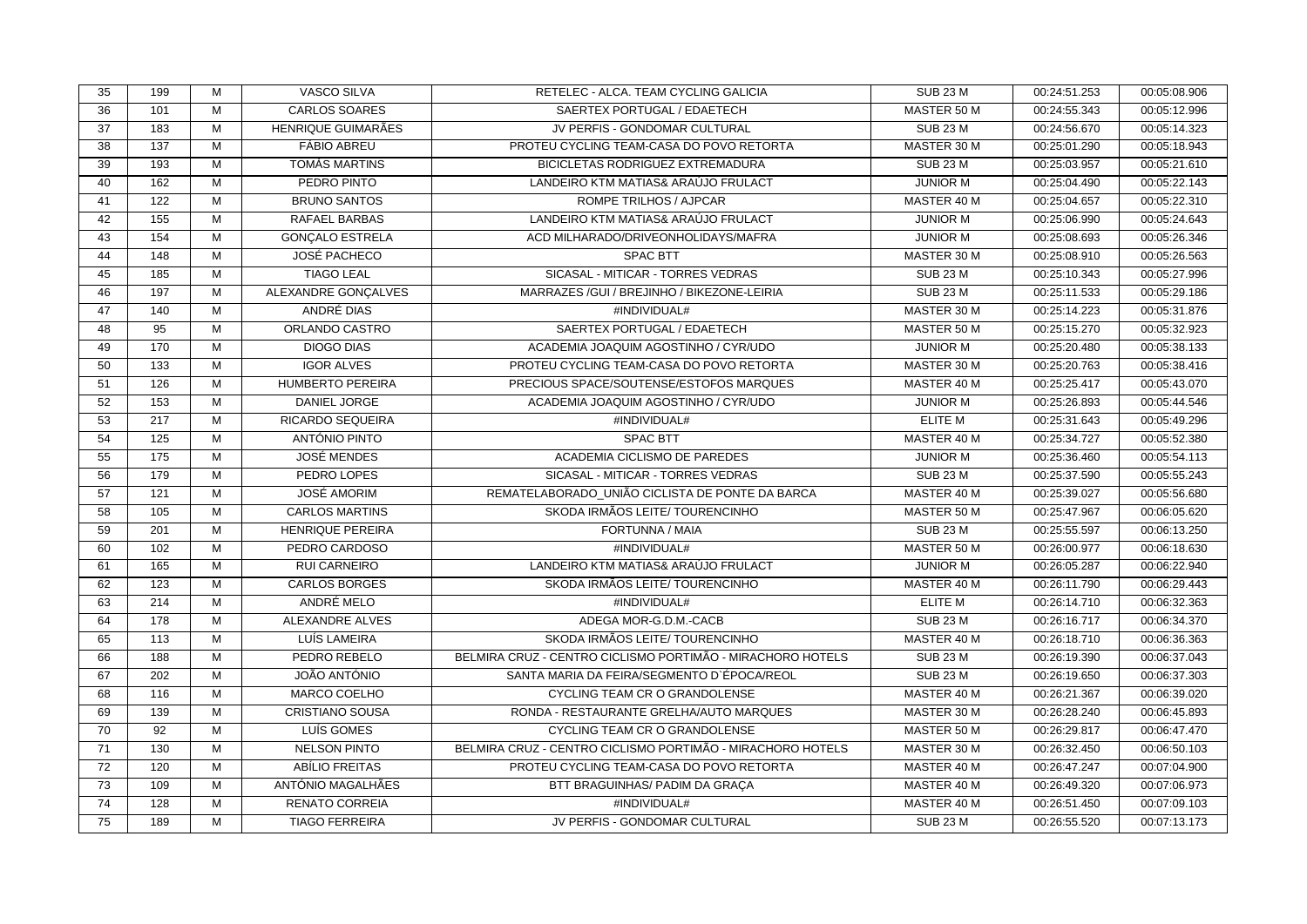| | | | | | | | |
|---|---|---|---|---|---|---|---|
| 35 | 199 | M | VASCO SILVA | RETELEC - ALCA. TEAM CYCLING GALICIA | SUB 23 M | 00:24:51.253 | 00:05:08.906 |
| 36 | 101 | M | CARLOS SOARES | SAERTEX PORTUGAL / EDAETECH | MASTER 50 M | 00:24:55.343 | 00:05:12.996 |
| 37 | 183 | M | HENRIQUE GUIMARÃES | JV PERFIS - GONDOMAR CULTURAL | SUB 23 M | 00:24:56.670 | 00:05:14.323 |
| 38 | 137 | M | FÁBIO ABREU | PROTEU CYCLING TEAM-CASA DO POVO RETORTA | MASTER 30 M | 00:25:01.290 | 00:05:18.943 |
| 39 | 193 | M | TOMÁS MARTINS | BICICLETAS RODRIGUEZ EXTREMADURA | SUB 23 M | 00:25:03.957 | 00:05:21.610 |
| 40 | 162 | M | PEDRO PINTO | LANDEIRO KTM MATIAS& ARAÚJO FRULACT | JUNIOR M | 00:25:04.490 | 00:05:22.143 |
| 41 | 122 | M | BRUNO SANTOS | ROMPE TRILHOS / AJPCAR | MASTER 40 M | 00:25:04.657 | 00:05:22.310 |
| 42 | 155 | M | RAFAEL BARBAS | LANDEIRO KTM MATIAS& ARAÚJO FRULACT | JUNIOR M | 00:25:06.990 | 00:05:24.643 |
| 43 | 154 | M | GONÇALO ESTRELA | ACD MILHARADO/DRIVEONHOLIDAYS/MAFRA | JUNIOR M | 00:25:08.693 | 00:05:26.346 |
| 44 | 148 | M | JOSÉ PACHECO | SPAC BTT | MASTER 30 M | 00:25:08.910 | 00:05:26.563 |
| 45 | 185 | M | TIAGO LEAL | SICASAL - MITICAR - TORRES VEDRAS | SUB 23 M | 00:25:10.343 | 00:05:27.996 |
| 46 | 197 | M | ALEXANDRE GONÇALVES | MARRAZES /GUI / BREJINHO / BIKEZONE-LEIRIA | SUB 23 M | 00:25:11.533 | 00:05:29.186 |
| 47 | 140 | M | ANDRÉ DIAS | #INDIVIDUAL# | MASTER 30 M | 00:25:14.223 | 00:05:31.876 |
| 48 | 95 | M | ORLANDO CASTRO | SAERTEX PORTUGAL / EDAETECH | MASTER 50 M | 00:25:15.270 | 00:05:32.923 |
| 49 | 170 | M | DIOGO DIAS | ACADEMIA JOAQUIM AGOSTINHO / CYR/UDO | JUNIOR M | 00:25:20.480 | 00:05:38.133 |
| 50 | 133 | M | IGOR ALVES | PROTEU CYCLING TEAM-CASA DO POVO RETORTA | MASTER 30 M | 00:25:20.763 | 00:05:38.416 |
| 51 | 126 | M | HUMBERTO PEREIRA | PRECIOUS SPACE/SOUTENSE/ESTOFOS MARQUES | MASTER 40 M | 00:25:25.417 | 00:05:43.070 |
| 52 | 153 | M | DANIEL JORGE | ACADEMIA JOAQUIM AGOSTINHO / CYR/UDO | JUNIOR M | 00:25:26.893 | 00:05:44.546 |
| 53 | 217 | M | RICARDO SEQUEIRA | #INDIVIDUAL# | ELITE M | 00:25:31.643 | 00:05:49.296 |
| 54 | 125 | M | ANTÓNIO PINTO | SPAC BTT | MASTER 40 M | 00:25:34.727 | 00:05:52.380 |
| 55 | 175 | M | JOSÉ MENDES | ACADEMIA CICLISMO DE PAREDES | JUNIOR M | 00:25:36.460 | 00:05:54.113 |
| 56 | 179 | M | PEDRO LOPES | SICASAL - MITICAR - TORRES VEDRAS | SUB 23 M | 00:25:37.590 | 00:05:55.243 |
| 57 | 121 | M | JOSÉ AMORIM | REMATELABORADO_UNIÃO CICLISTA DE PONTE DA BARCA | MASTER 40 M | 00:25:39.027 | 00:05:56.680 |
| 58 | 105 | M | CARLOS MARTINS | SKODA IRMÃOS LEITE/ TOURENCINHO | MASTER 50 M | 00:25:47.967 | 00:06:05.620 |
| 59 | 201 | M | HENRIQUE PEREIRA | FORTUNNA / MAIA | SUB 23 M | 00:25:55.597 | 00:06:13.250 |
| 60 | 102 | M | PEDRO CARDOSO | #INDIVIDUAL# | MASTER 50 M | 00:26:00.977 | 00:06:18.630 |
| 61 | 165 | M | RUI CARNEIRO | LANDEIRO KTM MATIAS& ARAÚJO FRULACT | JUNIOR M | 00:26:05.287 | 00:06:22.940 |
| 62 | 123 | M | CARLOS BORGES | SKODA IRMÃOS LEITE/ TOURENCINHO | MASTER 40 M | 00:26:11.790 | 00:06:29.443 |
| 63 | 214 | M | ANDRÉ MELO | #INDIVIDUAL# | ELITE M | 00:26:14.710 | 00:06:32.363 |
| 64 | 178 | M | ALEXANDRE ALVES | ADEGA MOR-G.D.M.-CACB | SUB 23 M | 00:26:16.717 | 00:06:34.370 |
| 65 | 113 | M | LUÍS LAMEIRA | SKODA IRMÃOS LEITE/ TOURENCINHO | MASTER 40 M | 00:26:18.710 | 00:06:36.363 |
| 66 | 188 | M | PEDRO REBELO | BELMIRA CRUZ - CENTRO CICLISMO PORTIMÃO - MIRACHORO HOTELS | SUB 23 M | 00:26:19.390 | 00:06:37.043 |
| 67 | 202 | M | JOÃO ANTÓNIO | SANTA MARIA DA FEIRA/SEGMENTO D`ÉPOCA/REOL | SUB 23 M | 00:26:19.650 | 00:06:37.303 |
| 68 | 116 | M | MARCO COELHO | CYCLING TEAM CR O GRANDOLENSE | MASTER 40 M | 00:26:21.367 | 00:06:39.020 |
| 69 | 139 | M | CRISTIANO SOUSA | RONDA - RESTAURANTE GRELHA/AUTO MARQUES | MASTER 30 M | 00:26:28.240 | 00:06:45.893 |
| 70 | 92 | M | LUÍS GOMES | CYCLING TEAM CR O GRANDOLENSE | MASTER 50 M | 00:26:29.817 | 00:06:47.470 |
| 71 | 130 | M | NELSON PINTO | BELMIRA CRUZ - CENTRO CICLISMO PORTIMÃO - MIRACHORO HOTELS | MASTER 30 M | 00:26:32.450 | 00:06:50.103 |
| 72 | 120 | M | ABÍLIO FREITAS | PROTEU CYCLING TEAM-CASA DO POVO RETORTA | MASTER 40 M | 00:26:47.247 | 00:07:04.900 |
| 73 | 109 | M | ANTÓNIO MAGALHÃES | BTT BRAGUINHAS/ PADIM DA GRAÇA | MASTER 40 M | 00:26:49.320 | 00:07:06.973 |
| 74 | 128 | M | RENATO CORREIA | #INDIVIDUAL# | MASTER 40 M | 00:26:51.450 | 00:07:09.103 |
| 75 | 189 | M | TIAGO FERREIRA | JV PERFIS - GONDOMAR CULTURAL | SUB 23 M | 00:26:55.520 | 00:07:13.173 |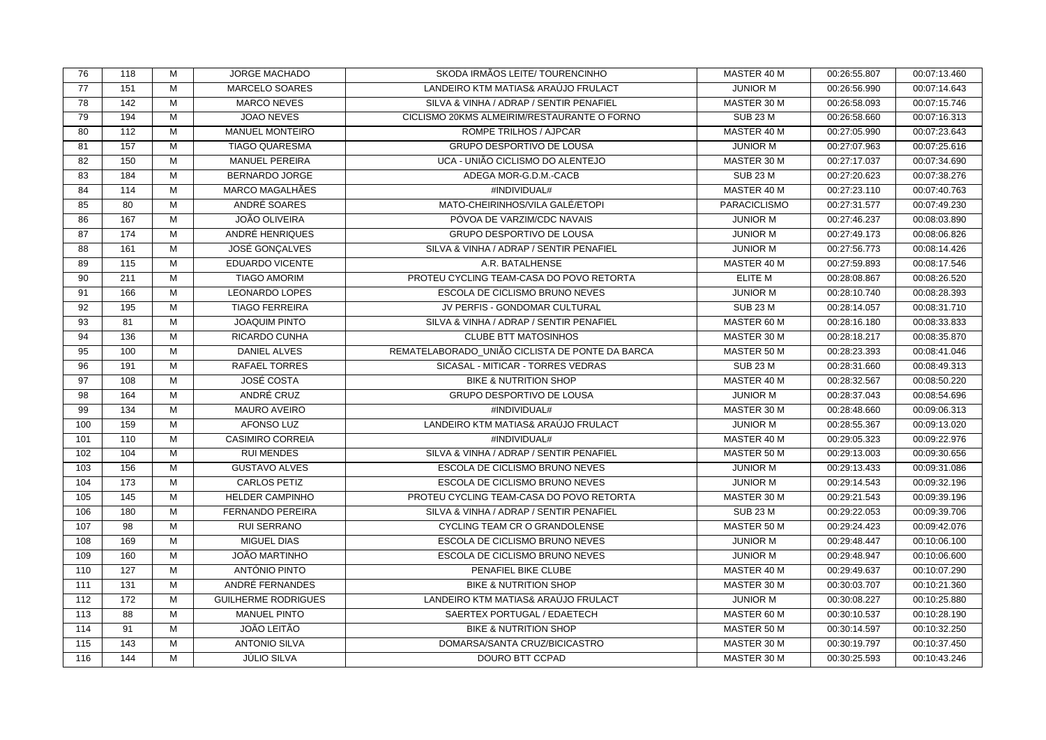| 76 | 118 | M | JORGE MACHADO | SKODA IRMÃOS LEITE/ TOURENCINHO | MASTER 40 M | 00:26:55.807 | 00:07:13.460 |
|---|---|---|---|---|---|---|---|
| 77 | 151 | M | MARCELO SOARES | LANDEIRO KTM MATIAS& ARAÚJO FRULACT | JUNIOR M | 00:26:56.990 | 00:07:14.643 |
| 78 | 142 | M | MARCO NEVES | SILVA & VINHA / ADRAP / SENTIR PENAFIEL | MASTER 30 M | 00:26:58.093 | 00:07:15.746 |
| 79 | 194 | M | JOAO NEVES | CICLISMO 20KMS ALMEIRIM/RESTAURANTE O FORNO | SUB 23 M | 00:26:58.660 | 00:07:16.313 |
| 80 | 112 | M | MANUEL MONTEIRO | ROMPE TRILHOS / AJPCAR | MASTER 40 M | 00:27:05.990 | 00:07:23.643 |
| 81 | 157 | M | TIAGO QUARESMA | GRUPO DESPORTIVO DE LOUSA | JUNIOR M | 00:27:07.963 | 00:07:25.616 |
| 82 | 150 | M | MANUEL PEREIRA | UCA - UNIÃO CICLISMO DO ALENTEJO | MASTER 30 M | 00:27:17.037 | 00:07:34.690 |
| 83 | 184 | M | BERNARDO JORGE | ADEGA MOR-G.D.M.-CACB | SUB 23 M | 00:27:20.623 | 00:07:38.276 |
| 84 | 114 | M | MARCO MAGALHÃES | #INDIVIDUAL# | MASTER 40 M | 00:27:23.110 | 00:07:40.763 |
| 85 | 80 | M | ANDRÉ SOARES | MATO-CHEIRINHOS/VILA GALÉ/ETOPI | PARACICLISMO | 00:27:31.577 | 00:07:49.230 |
| 86 | 167 | M | JOÃO OLIVEIRA | PÓVOA DE VARZIM/CDC NAVAIS | JUNIOR M | 00:27:46.237 | 00:08:03.890 |
| 87 | 174 | M | ANDRÉ HENRIQUES | GRUPO DESPORTIVO DE LOUSA | JUNIOR M | 00:27:49.173 | 00:08:06.826 |
| 88 | 161 | M | JOSÉ GONÇALVES | SILVA & VINHA / ADRAP / SENTIR PENAFIEL | JUNIOR M | 00:27:56.773 | 00:08:14.426 |
| 89 | 115 | M | EDUARDO VICENTE | A.R. BATALHENSE | MASTER 40 M | 00:27:59.893 | 00:08:17.546 |
| 90 | 211 | M | TIAGO AMORIM | PROTEU CYCLING TEAM-CASA DO POVO RETORTA | ELITE M | 00:28:08.867 | 00:08:26.520 |
| 91 | 166 | M | LEONARDO LOPES | ESCOLA DE CICLISMO BRUNO NEVES | JUNIOR M | 00:28:10.740 | 00:08:28.393 |
| 92 | 195 | M | TIAGO FERREIRA | JV PERFIS - GONDOMAR CULTURAL | SUB 23 M | 00:28:14.057 | 00:08:31.710 |
| 93 | 81 | M | JOAQUIM PINTO | SILVA & VINHA / ADRAP / SENTIR PENAFIEL | MASTER 60 M | 00:28:16.180 | 00:08:33.833 |
| 94 | 136 | M | RICARDO CUNHA | CLUBE BTT MATOSINHOS | MASTER 30 M | 00:28:18.217 | 00:08:35.870 |
| 95 | 100 | M | DANIEL ALVES | REMATELABORADO_UNIÃO CICLISTA DE PONTE DA BARCA | MASTER 50 M | 00:28:23.393 | 00:08:41.046 |
| 96 | 191 | M | RAFAEL TORRES | SICASAL - MITICAR - TORRES VEDRAS | SUB 23 M | 00:28:31.660 | 00:08:49.313 |
| 97 | 108 | M | JOSÉ COSTA | BIKE & NUTRITION SHOP | MASTER 40 M | 00:28:32.567 | 00:08:50.220 |
| 98 | 164 | M | ANDRÉ CRUZ | GRUPO DESPORTIVO DE LOUSA | JUNIOR M | 00:28:37.043 | 00:08:54.696 |
| 99 | 134 | M | MAURO AVEIRO | #INDIVIDUAL# | MASTER 30 M | 00:28:48.660 | 00:09:06.313 |
| 100 | 159 | M | AFONSO LUZ | LANDEIRO KTM MATIAS& ARAÚJO FRULACT | JUNIOR M | 00:28:55.367 | 00:09:13.020 |
| 101 | 110 | M | CASIMIRO CORREIA | #INDIVIDUAL# | MASTER 40 M | 00:29:05.323 | 00:09:22.976 |
| 102 | 104 | M | RUI MENDES | SILVA & VINHA / ADRAP / SENTIR PENAFIEL | MASTER 50 M | 00:29:13.003 | 00:09:30.656 |
| 103 | 156 | M | GUSTAVO ALVES | ESCOLA DE CICLISMO BRUNO NEVES | JUNIOR M | 00:29:13.433 | 00:09:31.086 |
| 104 | 173 | M | CARLOS PETIZ | ESCOLA DE CICLISMO BRUNO NEVES | JUNIOR M | 00:29:14.543 | 00:09:32.196 |
| 105 | 145 | M | HELDER CAMPINHO | PROTEU CYCLING TEAM-CASA DO POVO RETORTA | MASTER 30 M | 00:29:21.543 | 00:09:39.196 |
| 106 | 180 | M | FERNANDO PEREIRA | SILVA & VINHA / ADRAP / SENTIR PENAFIEL | SUB 23 M | 00:29:22.053 | 00:09:39.706 |
| 107 | 98 | M | RUI SERRANO | CYCLING TEAM CR O GRANDOLENSE | MASTER 50 M | 00:29:24.423 | 00:09:42.076 |
| 108 | 169 | M | MIGUEL DIAS | ESCOLA DE CICLISMO BRUNO NEVES | JUNIOR M | 00:29:48.447 | 00:10:06.100 |
| 109 | 160 | M | JOÃO MARTINHO | ESCOLA DE CICLISMO BRUNO NEVES | JUNIOR M | 00:29:48.947 | 00:10:06.600 |
| 110 | 127 | M | ANTÓNIO PINTO | PENAFIEL BIKE CLUBE | MASTER 40 M | 00:29:49.637 | 00:10:07.290 |
| 111 | 131 | M | ANDRÉ FERNANDES | BIKE & NUTRITION SHOP | MASTER 30 M | 00:30:03.707 | 00:10:21.360 |
| 112 | 172 | M | GUILHERME RODRIGUES | LANDEIRO KTM MATIAS& ARAÚJO FRULACT | JUNIOR M | 00:30:08.227 | 00:10:25.880 |
| 113 | 88 | M | MANUEL PINTO | SAERTEX PORTUGAL / EDAETECH | MASTER 60 M | 00:30:10.537 | 00:10:28.190 |
| 114 | 91 | M | JOÃO LEITÃO | BIKE & NUTRITION SHOP | MASTER 50 M | 00:30:14.597 | 00:10:32.250 |
| 115 | 143 | M | ANTONIO SILVA | DOMARSA/SANTA CRUZ/BICICASTRO | MASTER 30 M | 00:30:19.797 | 00:10:37.450 |
| 116 | 144 | M | JÚLIO SILVA | DOURO BTT CCPAD | MASTER 30 M | 00:30:25.593 | 00:10:43.246 |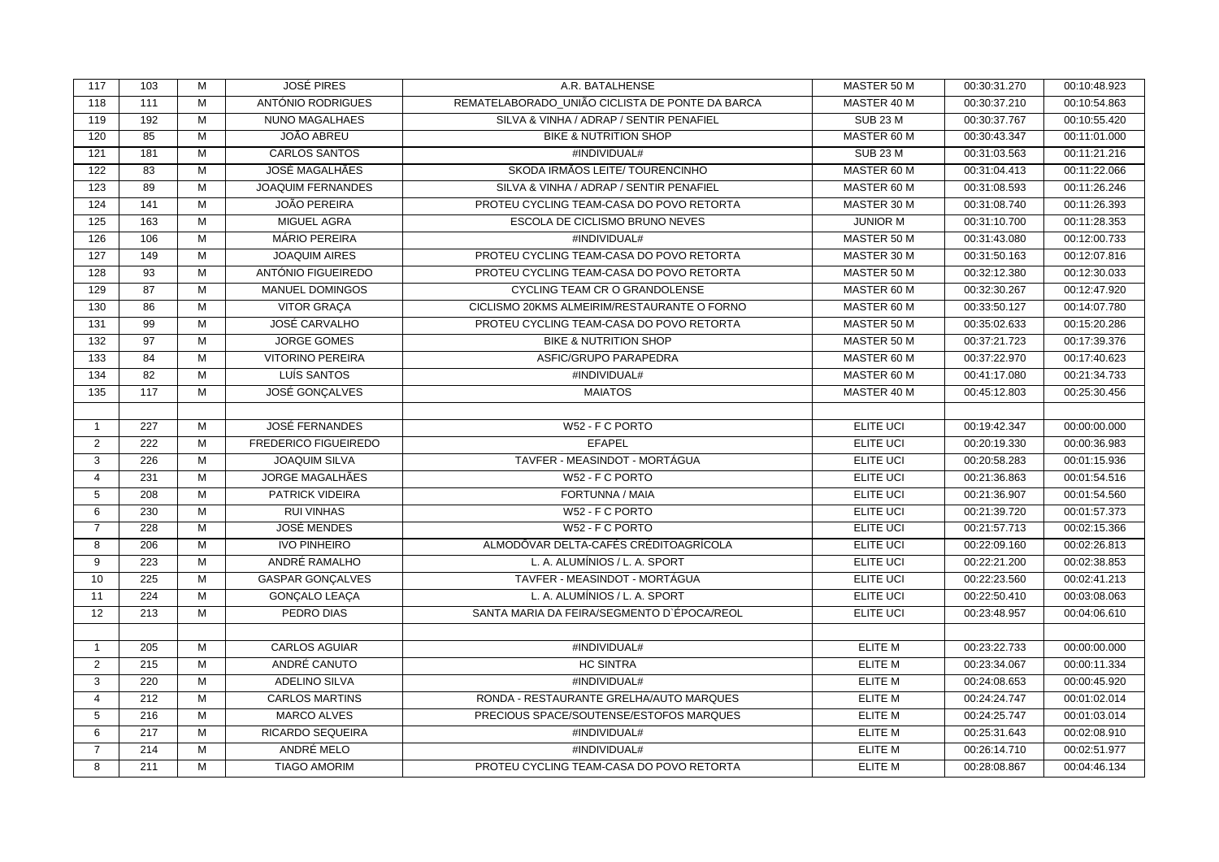| | | | | | | | |
|---|---|---|---|---|---|---|---|
| 117 | 103 | M | JOSÉ PIRES | A.R. BATALHENSE | MASTER 50 M | 00:30:31.270 | 00:10:48.923 |
| 118 | 111 | M | ANTÓNIO RODRIGUES | REMATELABORADO_UNIÃO CICLISTA DE PONTE DA BARCA | MASTER 40 M | 00:30:37.210 | 00:10:54.863 |
| 119 | 192 | M | NUNO MAGALHAES | SILVA & VINHA / ADRAP / SENTIR PENAFIEL | SUB 23 M | 00:30:37.767 | 00:10:55.420 |
| 120 | 85 | M | JOÃO ABREU | BIKE & NUTRITION SHOP | MASTER 60 M | 00:30:43.347 | 00:11:01.000 |
| 121 | 181 | M | CARLOS SANTOS | #INDIVIDUAL# | SUB 23 M | 00:31:03.563 | 00:11:21.216 |
| 122 | 83 | M | JOSÉ MAGALHÃES | SKODA IRMÃOS LEITE/ TOURENCINHO | MASTER 60 M | 00:31:04.413 | 00:11:22.066 |
| 123 | 89 | M | JOAQUIM FERNANDES | SILVA & VINHA / ADRAP / SENTIR PENAFIEL | MASTER 60 M | 00:31:08.593 | 00:11:26.246 |
| 124 | 141 | M | JOÃO PEREIRA | PROTEU CYCLING TEAM-CASA DO POVO RETORTA | MASTER 30 M | 00:31:08.740 | 00:11:26.393 |
| 125 | 163 | M | MIGUEL AGRA | ESCOLA DE CICLISMO BRUNO NEVES | JUNIOR M | 00:31:10.700 | 00:11:28.353 |
| 126 | 106 | M | MÁRIO PEREIRA | #INDIVIDUAL# | MASTER 50 M | 00:31:43.080 | 00:12:00.733 |
| 127 | 149 | M | JOAQUIM AIRES | PROTEU CYCLING TEAM-CASA DO POVO RETORTA | MASTER 30 M | 00:31:50.163 | 00:12:07.816 |
| 128 | 93 | M | ANTÓNIO FIGUEIREDO | PROTEU CYCLING TEAM-CASA DO POVO RETORTA | MASTER 50 M | 00:32:12.380 | 00:12:30.033 |
| 129 | 87 | M | MANUEL DOMINGOS | CYCLING TEAM CR O GRANDOLENSE | MASTER 60 M | 00:32:30.267 | 00:12:47.920 |
| 130 | 86 | M | VITOR GRAÇA | CICLISMO 20KMS ALMEIRIM/RESTAURANTE O FORNO | MASTER 60 M | 00:33:50.127 | 00:14:07.780 |
| 131 | 99 | M | JOSÉ CARVALHO | PROTEU CYCLING TEAM-CASA DO POVO RETORTA | MASTER 50 M | 00:35:02.633 | 00:15:20.286 |
| 132 | 97 | M | JORGE GOMES | BIKE & NUTRITION SHOP | MASTER 50 M | 00:37:21.723 | 00:17:39.376 |
| 133 | 84 | M | VITORINO PEREIRA | ASFIC/GRUPO PARAPEDRA | MASTER 60 M | 00:37:22.970 | 00:17:40.623 |
| 134 | 82 | M | LUÍS SANTOS | #INDIVIDUAL# | MASTER 60 M | 00:41:17.080 | 00:21:34.733 |
| 135 | 117 | M | JOSÉ GONÇALVES | MAIATOS | MASTER 40 M | 00:45:12.803 | 00:25:30.456 |
| | | | | | | | |
| 1 | 227 | M | JOSÉ FERNANDES | W52 - F C PORTO | ELITE UCI | 00:19:42.347 | 00:00:00.000 |
| 2 | 222 | M | FREDERICO FIGUEIREDO | EFAPEL | ELITE UCI | 00:20:19.330 | 00:00:36.983 |
| 3 | 226 | M | JOAQUIM SILVA | TAVFER - MEASINDOT - MORTÁGUA | ELITE UCI | 00:20:58.283 | 00:01:15.936 |
| 4 | 231 | M | JORGE MAGALHÃES | W52 - F C PORTO | ELITE UCI | 00:21:36.863 | 00:01:54.516 |
| 5 | 208 | M | PATRICK VIDEIRA | FORTUNNA / MAIA | ELITE UCI | 00:21:36.907 | 00:01:54.560 |
| 6 | 230 | M | RUI VINHAS | W52 - F C PORTO | ELITE UCI | 00:21:39.720 | 00:01:57.373 |
| 7 | 228 | M | JOSÉ MENDES | W52 - F C PORTO | ELITE UCI | 00:21:57.713 | 00:02:15.366 |
| 8 | 206 | M | IVO PINHEIRO | ALMODÔVAR DELTA-CAFÉS CRÉDITOAGRÍCOLA | ELITE UCI | 00:22:09.160 | 00:02:26.813 |
| 9 | 223 | M | ANDRÉ RAMALHO | L. A. ALUMÍNIOS / L. A. SPORT | ELITE UCI | 00:22:21.200 | 00:02:38.853 |
| 10 | 225 | M | GASPAR GONÇALVES | TAVFER - MEASINDOT - MORTÁGUA | ELITE UCI | 00:22:23.560 | 00:02:41.213 |
| 11 | 224 | M | GONÇALO LEAÇA | L. A. ALUMÍNIOS / L. A. SPORT | ELITE UCI | 00:22:50.410 | 00:03:08.063 |
| 12 | 213 | M | PEDRO DIAS | SANTA MARIA DA FEIRA/SEGMENTO D`ÉPOCA/REOL | ELITE UCI | 00:23:48.957 | 00:04:06.610 |
| | | | | | | | |
| 1 | 205 | M | CARLOS AGUIAR | #INDIVIDUAL# | ELITE M | 00:23:22.733 | 00:00:00.000 |
| 2 | 215 | M | ANDRÉ CANUTO | HC SINTRA | ELITE M | 00:23:34.067 | 00:00:11.334 |
| 3 | 220 | M | ADELINO SILVA | #INDIVIDUAL# | ELITE M | 00:24:08.653 | 00:00:45.920 |
| 4 | 212 | M | CARLOS MARTINS | RONDA - RESTAURANTE GRELHA/AUTO MARQUES | ELITE M | 00:24:24.747 | 00:01:02.014 |
| 5 | 216 | M | MARCO ALVES | PRECIOUS SPACE/SOUTENSE/ESTOFOS MARQUES | ELITE M | 00:24:25.747 | 00:01:03.014 |
| 6 | 217 | M | RICARDO SEQUEIRA | #INDIVIDUAL# | ELITE M | 00:25:31.643 | 00:02:08.910 |
| 7 | 214 | M | ANDRÉ MELO | #INDIVIDUAL# | ELITE M | 00:26:14.710 | 00:02:51.977 |
| 8 | 211 | M | TIAGO AMORIM | PROTEU CYCLING TEAM-CASA DO POVO RETORTA | ELITE M | 00:28:08.867 | 00:04:46.134 |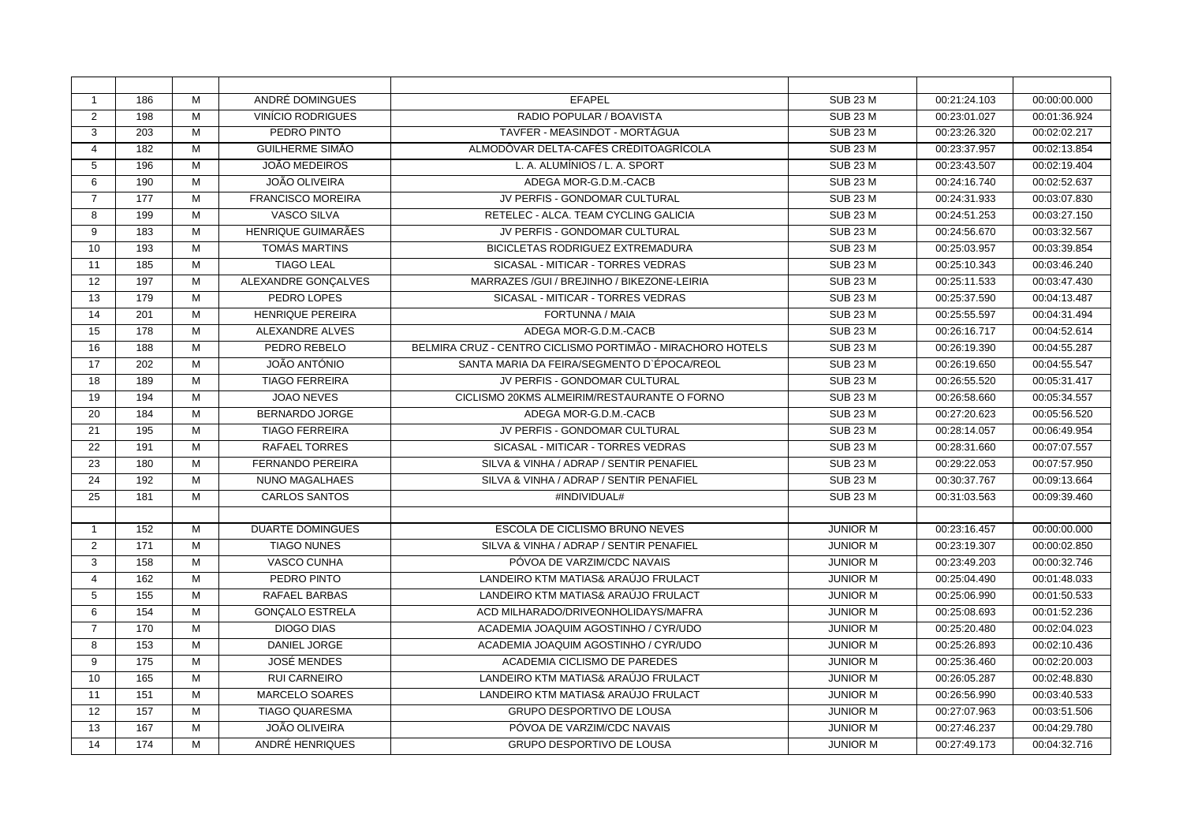| | | | | | | | |
|---|---|---|---|---|---|---|---|
| 1 | 186 | M | ANDRÉ DOMINGUES | EFAPEL | SUB 23 M | 00:21:24.103 | 00:00:00.000 |
| 2 | 198 | M | VINÍCIO RODRIGUES | RADIO POPULAR / BOAVISTA | SUB 23 M | 00:23:01.027 | 00:01:36.924 |
| 3 | 203 | M | PEDRO PINTO | TAVFER - MEASINDOT - MORTÁGUA | SUB 23 M | 00:23:26.320 | 00:02:02.217 |
| 4 | 182 | M | GUILHERME SIMÃO | ALMODÔVAR DELTA-CAFÉS CRÉDITOAGRÍCOLA | SUB 23 M | 00:23:37.957 | 00:02:13.854 |
| 5 | 196 | M | JOÃO MEDEIROS | L. A. ALUMÍNIOS / L. A. SPORT | SUB 23 M | 00:23:43.507 | 00:02:19.404 |
| 6 | 190 | M | JOÃO OLIVEIRA | ADEGA MOR-G.D.M.-CACB | SUB 23 M | 00:24:16.740 | 00:02:52.637 |
| 7 | 177 | M | FRANCISCO MOREIRA | JV PERFIS - GONDOMAR CULTURAL | SUB 23 M | 00:24:31.933 | 00:03:07.830 |
| 8 | 199 | M | VASCO SILVA | RETELEC - ALCA. TEAM CYCLING GALICIA | SUB 23 M | 00:24:51.253 | 00:03:27.150 |
| 9 | 183 | M | HENRIQUE GUIMARÃES | JV PERFIS - GONDOMAR CULTURAL | SUB 23 M | 00:24:56.670 | 00:03:32.567 |
| 10 | 193 | M | TOMÁS MARTINS | BICICLETAS RODRIGUEZ EXTREMADURA | SUB 23 M | 00:25:03.957 | 00:03:39.854 |
| 11 | 185 | M | TIAGO LEAL | SICASAL - MITICAR - TORRES VEDRAS | SUB 23 M | 00:25:10.343 | 00:03:46.240 |
| 12 | 197 | M | ALEXANDRE GONÇALVES | MARRAZES /GUI / BREJINHO / BIKEZONE-LEIRIA | SUB 23 M | 00:25:11.533 | 00:03:47.430 |
| 13 | 179 | M | PEDRO LOPES | SICASAL - MITICAR - TORRES VEDRAS | SUB 23 M | 00:25:37.590 | 00:04:13.487 |
| 14 | 201 | M | HENRIQUE PEREIRA | FORTUNNA / MAIA | SUB 23 M | 00:25:55.597 | 00:04:31.494 |
| 15 | 178 | M | ALEXANDRE ALVES | ADEGA MOR-G.D.M.-CACB | SUB 23 M | 00:26:16.717 | 00:04:52.614 |
| 16 | 188 | M | PEDRO REBELO | BELMIRA CRUZ - CENTRO CICLISMO PORTIMÃO - MIRACHORO HOTELS | SUB 23 M | 00:26:19.390 | 00:04:55.287 |
| 17 | 202 | M | JOÃO ANTÓNIO | SANTA MARIA DA FEIRA/SEGMENTO D´ÉPOCA/REOL | SUB 23 M | 00:26:19.650 | 00:04:55.547 |
| 18 | 189 | M | TIAGO FERREIRA | JV PERFIS - GONDOMAR CULTURAL | SUB 23 M | 00:26:55.520 | 00:05:31.417 |
| 19 | 194 | M | JOAO NEVES | CICLISMO 20KMS ALMEIRIM/RESTAURANTE O FORNO | SUB 23 M | 00:26:58.660 | 00:05:34.557 |
| 20 | 184 | M | BERNARDO JORGE | ADEGA MOR-G.D.M.-CACB | SUB 23 M | 00:27:20.623 | 00:05:56.520 |
| 21 | 195 | M | TIAGO FERREIRA | JV PERFIS - GONDOMAR CULTURAL | SUB 23 M | 00:28:14.057 | 00:06:49.954 |
| 22 | 191 | M | RAFAEL TORRES | SICASAL - MITICAR - TORRES VEDRAS | SUB 23 M | 00:28:31.660 | 00:07:07.557 |
| 23 | 180 | M | FERNANDO PEREIRA | SILVA & VINHA / ADRAP / SENTIR PENAFIEL | SUB 23 M | 00:29:22.053 | 00:07:57.950 |
| 24 | 192 | M | NUNO MAGALHAES | SILVA & VINHA / ADRAP / SENTIR PENAFIEL | SUB 23 M | 00:30:37.767 | 00:09:13.664 |
| 25 | 181 | M | CARLOS SANTOS | #INDIVIDUAL# | SUB 23 M | 00:31:03.563 | 00:09:39.460 |
| | | | | | | | |
| 1 | 152 | M | DUARTE DOMINGUES | ESCOLA DE CICLISMO BRUNO NEVES | JUNIOR M | 00:23:16.457 | 00:00:00.000 |
| 2 | 171 | M | TIAGO NUNES | SILVA & VINHA / ADRAP / SENTIR PENAFIEL | JUNIOR M | 00:23:19.307 | 00:00:02.850 |
| 3 | 158 | M | VASCO CUNHA | PÓVOA DE VARZIM/CDC NAVAIS | JUNIOR M | 00:23:49.203 | 00:00:32.746 |
| 4 | 162 | M | PEDRO PINTO | LANDEIRO KTM MATIAS& ARAÚJO FRULACT | JUNIOR M | 00:25:04.490 | 00:01:48.033 |
| 5 | 155 | M | RAFAEL BARBAS | LANDEIRO KTM MATIAS& ARAÚJO FRULACT | JUNIOR M | 00:25:06.990 | 00:01:50.533 |
| 6 | 154 | M | GONÇALO ESTRELA | ACD MILHARADO/DRIVEONHOLIDAYS/MAFRA | JUNIOR M | 00:25:08.693 | 00:01:52.236 |
| 7 | 170 | M | DIOGO DIAS | ACADEMIA JOAQUIM AGOSTINHO / CYR/UDO | JUNIOR M | 00:25:20.480 | 00:02:04.023 |
| 8 | 153 | M | DANIEL JORGE | ACADEMIA JOAQUIM AGOSTINHO / CYR/UDO | JUNIOR M | 00:25:26.893 | 00:02:10.436 |
| 9 | 175 | M | JOSÉ MENDES | ACADEMIA CICLISMO DE PAREDES | JUNIOR M | 00:25:36.460 | 00:02:20.003 |
| 10 | 165 | M | RUI CARNEIRO | LANDEIRO KTM MATIAS& ARAÚJO FRULACT | JUNIOR M | 00:26:05.287 | 00:02:48.830 |
| 11 | 151 | M | MARCELO SOARES | LANDEIRO KTM MATIAS& ARAÚJO FRULACT | JUNIOR M | 00:26:56.990 | 00:03:40.533 |
| 12 | 157 | M | TIAGO QUARESMA | GRUPO DESPORTIVO DE LOUSA | JUNIOR M | 00:27:07.963 | 00:03:51.506 |
| 13 | 167 | M | JOÃO OLIVEIRA | PÓVOA DE VARZIM/CDC NAVAIS | JUNIOR M | 00:27:46.237 | 00:04:29.780 |
| 14 | 174 | M | ANDRÉ HENRIQUES | GRUPO DESPORTIVO DE LOUSA | JUNIOR M | 00:27:49.173 | 00:04:32.716 |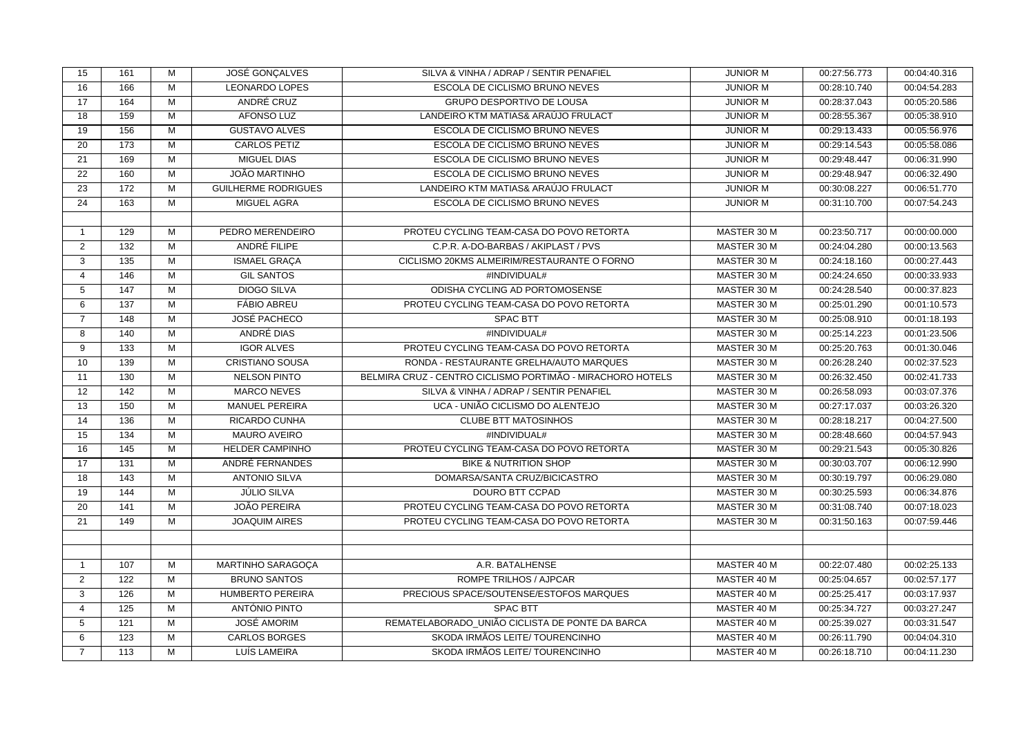| | | | | | | | |
|---|---|---|---|---|---|---|---|
| 15 | 161 | M | JOSÉ GONÇALVES | SILVA & VINHA / ADRAP / SENTIR PENAFIEL | JUNIOR M | 00:27:56.773 | 00:04:40.316 |
| 16 | 166 | M | LEONARDO LOPES | ESCOLA DE CICLISMO BRUNO NEVES | JUNIOR M | 00:28:10.740 | 00:04:54.283 |
| 17 | 164 | M | ANDRÉ CRUZ | GRUPO DESPORTIVO DE LOUSA | JUNIOR M | 00:28:37.043 | 00:05:20.586 |
| 18 | 159 | M | AFONSO LUZ | LANDEIRO KTM MATIAS& ARAÚJO FRULACT | JUNIOR M | 00:28:55.367 | 00:05:38.910 |
| 19 | 156 | M | GUSTAVO ALVES | ESCOLA DE CICLISMO BRUNO NEVES | JUNIOR M | 00:29:13.433 | 00:05:56.976 |
| 20 | 173 | M | CARLOS PETIZ | ESCOLA DE CICLISMO BRUNO NEVES | JUNIOR M | 00:29:14.543 | 00:05:58.086 |
| 21 | 169 | M | MIGUEL DIAS | ESCOLA DE CICLISMO BRUNO NEVES | JUNIOR M | 00:29:48.447 | 00:06:31.990 |
| 22 | 160 | M | JOÃO MARTINHO | ESCOLA DE CICLISMO BRUNO NEVES | JUNIOR M | 00:29:48.947 | 00:06:32.490 |
| 23 | 172 | M | GUILHERME RODRIGUES | LANDEIRO KTM MATIAS& ARAÚJO FRULACT | JUNIOR M | 00:30:08.227 | 00:06:51.770 |
| 24 | 163 | M | MIGUEL AGRA | ESCOLA DE CICLISMO BRUNO NEVES | JUNIOR M | 00:31:10.700 | 00:07:54.243 |
| | | | | | | | |
| 1 | 129 | M | PEDRO MERENDEIRO | PROTEU CYCLING TEAM-CASA DO POVO RETORTA | MASTER 30 M | 00:23:50.717 | 00:00:00.000 |
| 2 | 132 | M | ANDRÉ FILIPE | C.P.R. A-DO-BARBAS / AKIPLAST / PVS | MASTER 30 M | 00:24:04.280 | 00:00:13.563 |
| 3 | 135 | M | ISMAEL GRAÇA | CICLISMO 20KMS ALMEIRIM/RESTAURANTE O FORNO | MASTER 30 M | 00:24:18.160 | 00:00:27.443 |
| 4 | 146 | M | GIL SANTOS | #INDIVIDUAL# | MASTER 30 M | 00:24:24.650 | 00:00:33.933 |
| 5 | 147 | M | DIOGO SILVA | ODISHA CYCLING AD PORTOMOSENSE | MASTER 30 M | 00:24:28.540 | 00:00:37.823 |
| 6 | 137 | M | FÁBIO ABREU | PROTEU CYCLING TEAM-CASA DO POVO RETORTA | MASTER 30 M | 00:25:01.290 | 00:01:10.573 |
| 7 | 148 | M | JOSÉ PACHECO | SPAC BTT | MASTER 30 M | 00:25:08.910 | 00:01:18.193 |
| 8 | 140 | M | ANDRÉ DIAS | #INDIVIDUAL# | MASTER 30 M | 00:25:14.223 | 00:01:23.506 |
| 9 | 133 | M | IGOR ALVES | PROTEU CYCLING TEAM-CASA DO POVO RETORTA | MASTER 30 M | 00:25:20.763 | 00:01:30.046 |
| 10 | 139 | M | CRISTIANO SOUSA | RONDA - RESTAURANTE GRELHA/AUTO MARQUES | MASTER 30 M | 00:26:28.240 | 00:02:37.523 |
| 11 | 130 | M | NELSON PINTO | BELMIRA CRUZ - CENTRO CICLISMO PORTIMÃO - MIRACHORO HOTELS | MASTER 30 M | 00:26:32.450 | 00:02:41.733 |
| 12 | 142 | M | MARCO NEVES | SILVA & VINHA / ADRAP / SENTIR PENAFIEL | MASTER 30 M | 00:26:58.093 | 00:03:07.376 |
| 13 | 150 | M | MANUEL PEREIRA | UCA - UNIÃO CICLISMO DO ALENTEJO | MASTER 30 M | 00:27:17.037 | 00:03:26.320 |
| 14 | 136 | M | RICARDO CUNHA | CLUBE BTT MATOSINHOS | MASTER 30 M | 00:28:18.217 | 00:04:27.500 |
| 15 | 134 | M | MAURO AVEIRO | #INDIVIDUAL# | MASTER 30 M | 00:28:48.660 | 00:04:57.943 |
| 16 | 145 | M | HELDER CAMPINHO | PROTEU CYCLING TEAM-CASA DO POVO RETORTA | MASTER 30 M | 00:29:21.543 | 00:05:30.826 |
| 17 | 131 | M | ANDRÉ FERNANDES | BIKE & NUTRITION SHOP | MASTER 30 M | 00:30:03.707 | 00:06:12.990 |
| 18 | 143 | M | ANTONIO SILVA | DOMARSA/SANTA CRUZ/BICICASTRO | MASTER 30 M | 00:30:19.797 | 00:06:29.080 |
| 19 | 144 | M | JÚLIO SILVA | DOURO BTT CCPAD | MASTER 30 M | 00:30:25.593 | 00:06:34.876 |
| 20 | 141 | M | JOÃO PEREIRA | PROTEU CYCLING TEAM-CASA DO POVO RETORTA | MASTER 30 M | 00:31:08.740 | 00:07:18.023 |
| 21 | 149 | M | JOAQUIM AIRES | PROTEU CYCLING TEAM-CASA DO POVO RETORTA | MASTER 30 M | 00:31:50.163 | 00:07:59.446 |
| | | | | | | | |
| | | | | | | | |
| 1 | 107 | M | MARTINHO SARAGOÇA | A.R. BATALHENSE | MASTER 40 M | 00:22:07.480 | 00:02:25.133 |
| 2 | 122 | M | BRUNO SANTOS | ROMPE TRILHOS / AJPCAR | MASTER 40 M | 00:25:04.657 | 00:02:57.177 |
| 3 | 126 | M | HUMBERTO PEREIRA | PRECIOUS SPACE/SOUTENSE/ESTOFOS MARQUES | MASTER 40 M | 00:25:25.417 | 00:03:17.937 |
| 4 | 125 | M | ANTÓNIO PINTO | SPAC BTT | MASTER 40 M | 00:25:34.727 | 00:03:27.247 |
| 5 | 121 | M | JOSÉ AMORIM | REMATELABORADO_UNIÃO CICLISTA DE PONTE DA BARCA | MASTER 40 M | 00:25:39.027 | 00:03:31.547 |
| 6 | 123 | M | CARLOS BORGES | SKODA IRMÃOS LEITE/ TOURENCINHO | MASTER 40 M | 00:26:11.790 | 00:04:04.310 |
| 7 | 113 | M | LUÍS LAMEIRA | SKODA IRMÃOS LEITE/ TOURENCINHO | MASTER 40 M | 00:26:18.710 | 00:04:11.230 |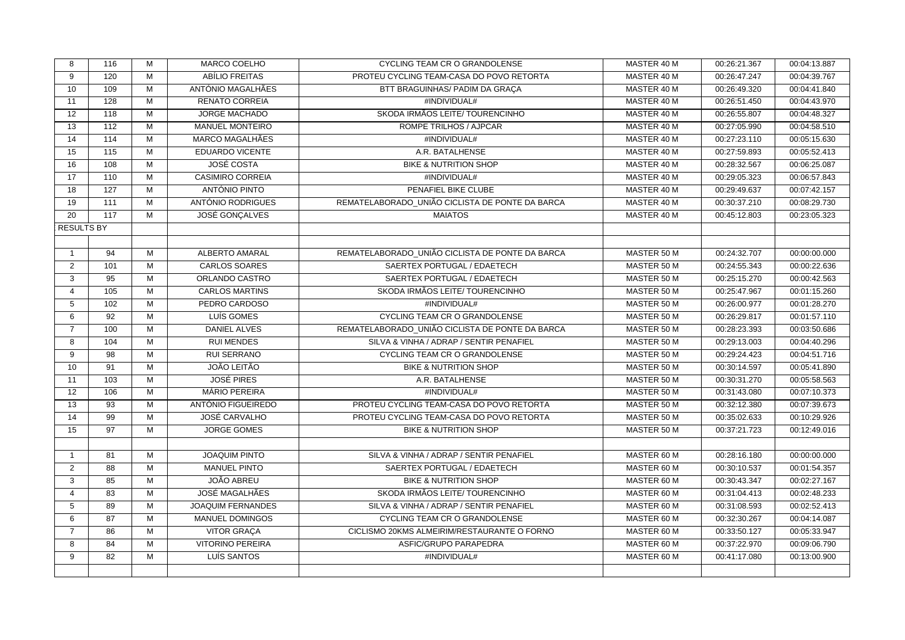| | | | | | | | |
|---|---|---|---|---|---|---|---|
| 8 | 116 | M | MARCO COELHO | CYCLING TEAM CR O GRANDOLENSE | MASTER 40 M | 00:26:21.367 | 00:04:13.887 |
| 9 | 120 | M | ABÍLIO FREITAS | PROTEU CYCLING TEAM-CASA DO POVO RETORTA | MASTER 40 M | 00:26:47.247 | 00:04:39.767 |
| 10 | 109 | M | ANTÓNIO MAGALHÃES | BTT BRAGUINHAS/ PADIM DA GRAÇA | MASTER 40 M | 00:26:49.320 | 00:04:41.840 |
| 11 | 128 | M | RENATO CORREIA | #INDIVIDUAL# | MASTER 40 M | 00:26:51.450 | 00:04:43.970 |
| 12 | 118 | M | JORGE MACHADO | SKODA IRMÃOS LEITE/ TOURENCINHO | MASTER 40 M | 00:26:55.807 | 00:04:48.327 |
| 13 | 112 | M | MANUEL MONTEIRO | ROMPE TRILHOS / AJPCAR | MASTER 40 M | 00:27:05.990 | 00:04:58.510 |
| 14 | 114 | M | MARCO MAGALHÃES | #INDIVIDUAL# | MASTER 40 M | 00:27:23.110 | 00:05:15.630 |
| 15 | 115 | M | EDUARDO VICENTE | A.R. BATALHENSE | MASTER 40 M | 00:27:59.893 | 00:05:52.413 |
| 16 | 108 | M | JOSÉ COSTA | BIKE & NUTRITION SHOP | MASTER 40 M | 00:28:32.567 | 00:06:25.087 |
| 17 | 110 | M | CASIMIRO CORREIA | #INDIVIDUAL# | MASTER 40 M | 00:29:05.323 | 00:06:57.843 |
| 18 | 127 | M | ANTÓNIO PINTO | PENAFIEL BIKE CLUBE | MASTER 40 M | 00:29:49.637 | 00:07:42.157 |
| 19 | 111 | M | ANTÓNIO RODRIGUES | REMATELABORADO_UNIÃO CICLISTA DE PONTE DA BARCA | MASTER 40 M | 00:30:37.210 | 00:08:29.730 |
| 20 | 117 | M | JOSÉ GONÇALVES | MAIATOS | MASTER 40 M | 00:45:12.803 | 00:23:05.323 |
| RESULTS BY | | | | | | | |
| | | | | | | | |
| 1 | 94 | M | ALBERTO AMARAL | REMATELABORADO_UNIÃO CICLISTA DE PONTE DA BARCA | MASTER 50 M | 00:24:32.707 | 00:00:00.000 |
| 2 | 101 | M | CARLOS SOARES | SAERTEX PORTUGAL / EDAETECH | MASTER 50 M | 00:24:55.343 | 00:00:22.636 |
| 3 | 95 | M | ORLANDO CASTRO | SAERTEX PORTUGAL / EDAETECH | MASTER 50 M | 00:25:15.270 | 00:00:42.563 |
| 4 | 105 | M | CARLOS MARTINS | SKODA IRMÃOS LEITE/ TOURENCINHO | MASTER 50 M | 00:25:47.967 | 00:01:15.260 |
| 5 | 102 | M | PEDRO CARDOSO | #INDIVIDUAL# | MASTER 50 M | 00:26:00.977 | 00:01:28.270 |
| 6 | 92 | M | LUÍS GOMES | CYCLING TEAM CR O GRANDOLENSE | MASTER 50 M | 00:26:29.817 | 00:01:57.110 |
| 7 | 100 | M | DANIEL ALVES | REMATELABORADO_UNIÃO CICLISTA DE PONTE DA BARCA | MASTER 50 M | 00:28:23.393 | 00:03:50.686 |
| 8 | 104 | M | RUI MENDES | SILVA & VINHA / ADRAP / SENTIR PENAFIEL | MASTER 50 M | 00:29:13.003 | 00:04:40.296 |
| 9 | 98 | M | RUI SERRANO | CYCLING TEAM CR O GRANDOLENSE | MASTER 50 M | 00:29:24.423 | 00:04:51.716 |
| 10 | 91 | M | JOÃO LEITÃO | BIKE & NUTRITION SHOP | MASTER 50 M | 00:30:14.597 | 00:05:41.890 |
| 11 | 103 | M | JOSÉ PIRES | A.R. BATALHENSE | MASTER 50 M | 00:30:31.270 | 00:05:58.563 |
| 12 | 106 | M | MÁRIO PEREIRA | #INDIVIDUAL# | MASTER 50 M | 00:31:43.080 | 00:07:10.373 |
| 13 | 93 | M | ANTÓNIO FIGUEIREDO | PROTEU CYCLING TEAM-CASA DO POVO RETORTA | MASTER 50 M | 00:32:12.380 | 00:07:39.673 |
| 14 | 99 | M | JOSÉ CARVALHO | PROTEU CYCLING TEAM-CASA DO POVO RETORTA | MASTER 50 M | 00:35:02.633 | 00:10:29.926 |
| 15 | 97 | M | JORGE GOMES | BIKE & NUTRITION SHOP | MASTER 50 M | 00:37:21.723 | 00:12:49.016 |
| | | | | | | | |
| 1 | 81 | M | JOAQUIM PINTO | SILVA & VINHA / ADRAP / SENTIR PENAFIEL | MASTER 60 M | 00:28:16.180 | 00:00:00.000 |
| 2 | 88 | M | MANUEL PINTO | SAERTEX PORTUGAL / EDAETECH | MASTER 60 M | 00:30:10.537 | 00:01:54.357 |
| 3 | 85 | M | JOÃO ABREU | BIKE & NUTRITION SHOP | MASTER 60 M | 00:30:43.347 | 00:02:27.167 |
| 4 | 83 | M | JOSÉ MAGALHÃES | SKODA IRMÃOS LEITE/ TOURENCINHO | MASTER 60 M | 00:31:04.413 | 00:02:48.233 |
| 5 | 89 | M | JOAQUIM FERNANDES | SILVA & VINHA / ADRAP / SENTIR PENAFIEL | MASTER 60 M | 00:31:08.593 | 00:02:52.413 |
| 6 | 87 | M | MANUEL DOMINGOS | CYCLING TEAM CR O GRANDOLENSE | MASTER 60 M | 00:32:30.267 | 00:04:14.087 |
| 7 | 86 | M | VITOR GRAÇA | CICLISMO 20KMS ALMEIRIM/RESTAURANTE O FORNO | MASTER 60 M | 00:33:50.127 | 00:05:33.947 |
| 8 | 84 | M | VITORINO PEREIRA | ASFIC/GRUPO PARAPEDRA | MASTER 60 M | 00:37:22.970 | 00:09:06.790 |
| 9 | 82 | M | LUÍS SANTOS | #INDIVIDUAL# | MASTER 60 M | 00:41:17.080 | 00:13:00.900 |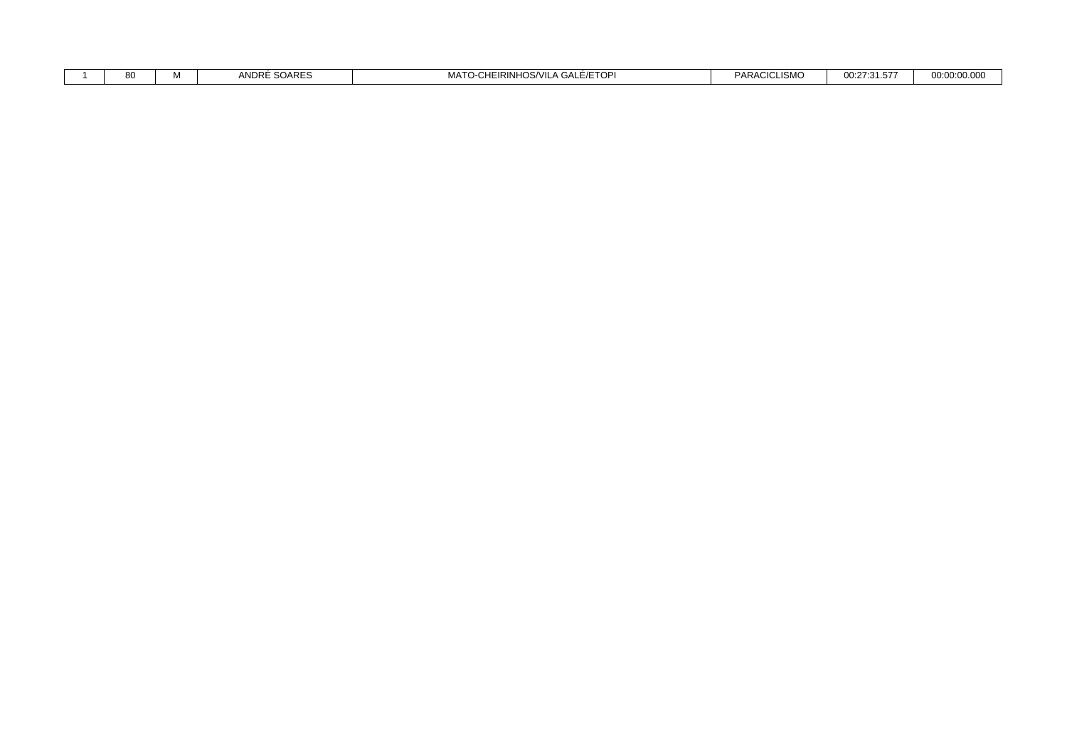| | | | | | | | |
|---|---|---|---|---|---|---|---|
| 1 | 80 | M | ANDRÉ SOARES | MATO-CHEIRINHOS/VILA GALÉ/ETOPI | PARACICLISMO | 00:27:31.577 | 00:00:00.000 |